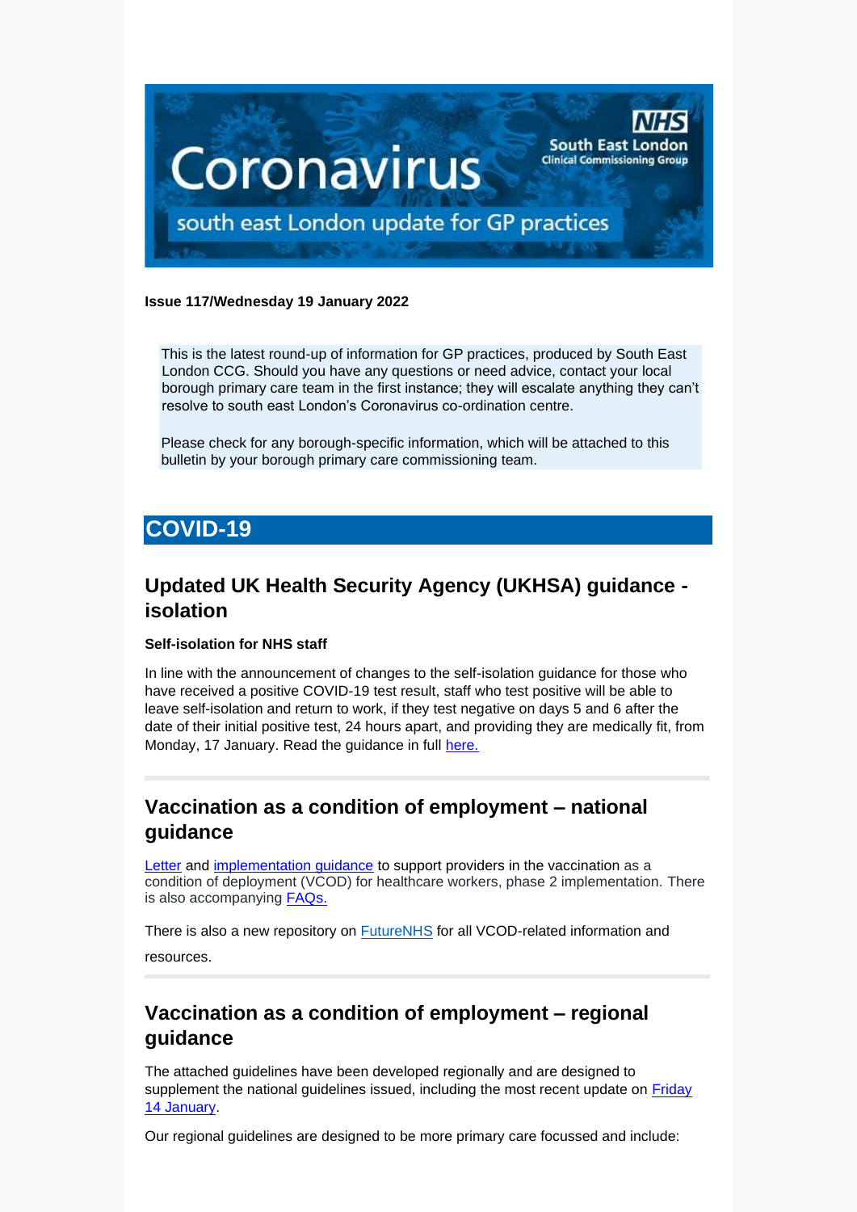# Coronavirus

## south east London update for GP practices

NHS South East London Clinical Commissioning Group

**Issue 117/Wednesday 19 January 2022**

This is the latest round-up of information for GP practices, produced by South East London CCG. Should you have any questions or need advice, contact your local borough primary care team in the first instance; they will escalate anything they can't resolve to south east London's Coronavirus co-ordination centre.

Please check for any borough-specific information, which will be attached to this bulletin by your borough primary care commissioning team.

# COVID-19

## Updated UK Health Security Agency (UKHSA) guidance - isolation

**Self-isolation for NHS staff**

In line with the announcement of changes to the self-isolation guidance for those who have received a positive COVID-19 test result, staff who test positive will be able to leave self-isolation and return to work, if they test negative on days 5 and 6 after the date of their initial positive test, 24 hours apart, and providing they are medically fit, from Monday, 17 January. Read the guidance in full here.

## Vaccination as a condition of employment – national guidance

Letter and implementation guidance to support providers in the vaccination as a condition of deployment (VCOD) for healthcare workers, phase 2 implementation. There is also accompanying FAQs.

There is also a new repository on FutureNHS for all VCOD-related information and resources.

## Vaccination as a condition of employment – regional guidance

The attached guidelines have been developed regionally and are designed to supplement the national guidelines issued, including the most recent update on Friday 14 January.

Our regional guidelines are designed to be more primary care focussed and include: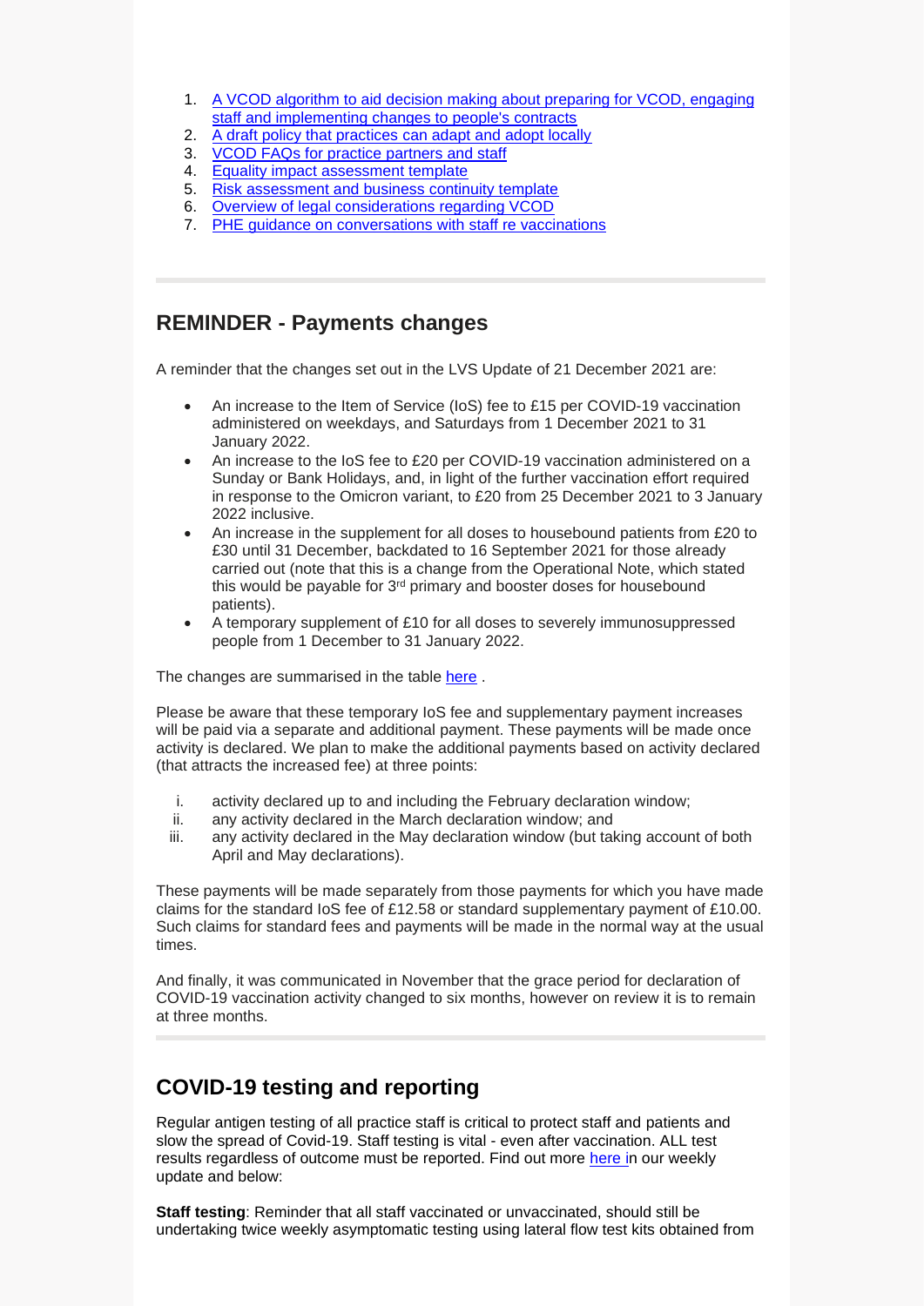1. [A VCOD algorithm to aid decision making about preparing for VCOD, engaging staff and implementing changes to people's contracts]()
2. [A draft policy that practices can adapt and adopt locally]()
3. [VCOD FAQs for practice partners and staff]()
4. [Equality impact assessment template]()
5. [Risk assessment and business continuity template]()
6. [Overview of legal considerations regarding VCOD]()
7. [PHE guidance on conversations with staff re vaccinations]()

## REMINDER - Payments changes

A reminder that the changes set out in the LVS Update of 21 December 2021 are:

- An increase to the Item of Service (IoS) fee to £15 per COVID-19 vaccination administered on weekdays, and Saturdays from 1 December 2021 to 31 January 2022.
- An increase to the IoS fee to £20 per COVID-19 vaccination administered on a Sunday or Bank Holidays, and, in light of the further vaccination effort required in response to the Omicron variant, to £20 from 25 December 2021 to 3 January 2022 inclusive.
- An increase in the supplement for all doses to housebound patients from £20 to £30 until 31 December, backdated to 16 September 2021 for those already carried out (note that this is a change from the Operational Note, which stated this would be payable for 3rd primary and booster doses for housebound patients).
- A temporary supplement of £10 for all doses to severely immunosuppressed people from 1 December to 31 January 2022.

The changes are summarised in the table [here]() .

Please be aware that these temporary IoS fee and supplementary payment increases will be paid via a separate and additional payment. These payments will be made once activity is declared. We plan to make the additional payments based on activity declared (that attracts the increased fee) at three points:

i. activity declared up to and including the February declaration window;
ii. any activity declared in the March declaration window; and
iii. any activity declared in the May declaration window (but taking account of both April and May declarations).

These payments will be made separately from those payments for which you have made claims for the standard IoS fee of £12.58 or standard supplementary payment of £10.00. Such claims for standard fees and payments will be made in the normal way at the usual times.

And finally, it was communicated in November that the grace period for declaration of COVID-19 vaccination activity changed to six months, however on review it is to remain at three months.

## COVID-19 testing and reporting

Regular antigen testing of all practice staff is critical to protect staff and patients and slow the spread of Covid-19. Staff testing is vital - even after vaccination. ALL test results regardless of outcome must be reported. Find out more [here ]()in our weekly update and below:

**Staff testing**: Reminder that all staff vaccinated or unvaccinated, should still be undertaking twice weekly asymptomatic testing using lateral flow test kits obtained from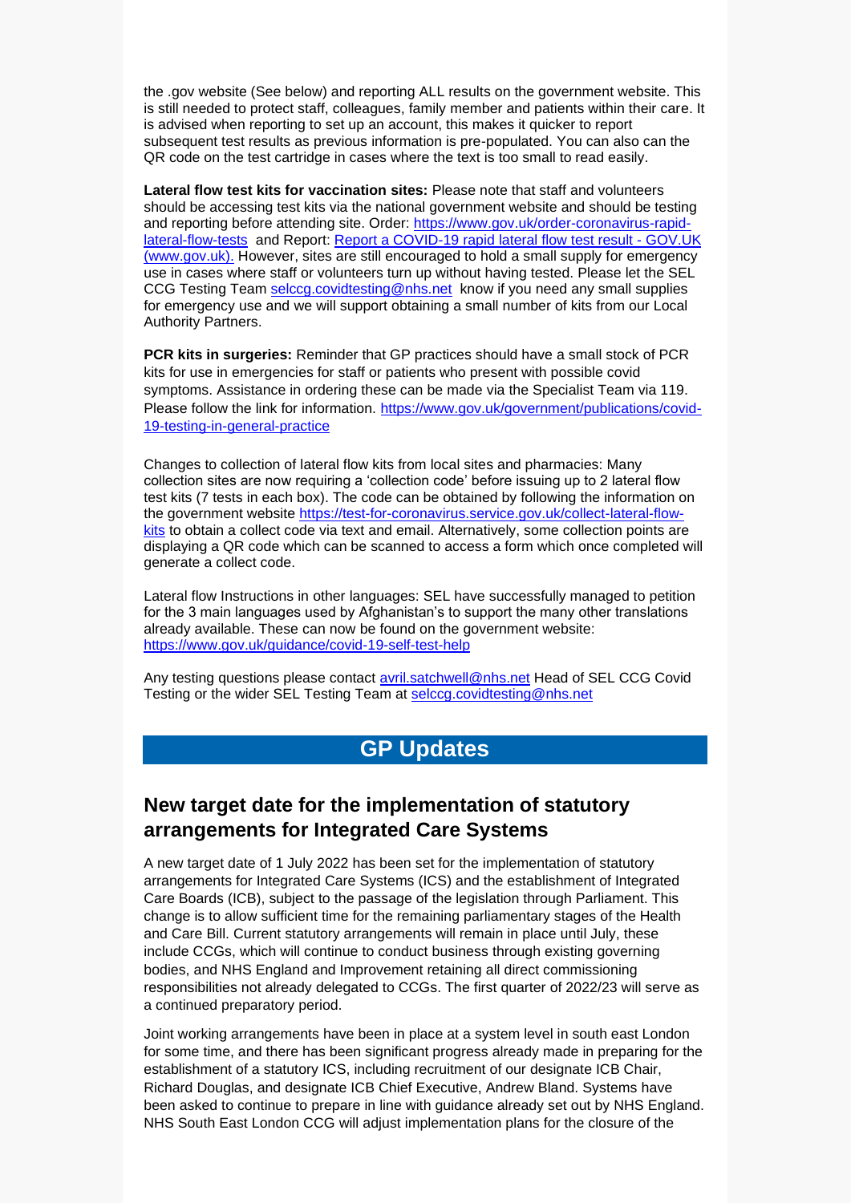the .gov website (See below) and reporting ALL results on the government website. This is still needed to protect staff, colleagues, family member and patients within their care. It is advised when reporting to set up an account, this makes it quicker to report subsequent test results as previous information is pre-populated. You can also can the QR code on the test cartridge in cases where the text is too small to read easily.

**Lateral flow test kits for vaccination sites:** Please note that staff and volunteers should be accessing test kits via the national government website and should be testing and reporting before attending site. Order: https://www.gov.uk/order-coronavirus-rapid-lateral-flow-tests and Report: Report a COVID-19 rapid lateral flow test result - GOV.UK (www.gov.uk). However, sites are still encouraged to hold a small supply for emergency use in cases where staff or volunteers turn up without having tested. Please let the SEL CCG Testing Team selccg.covidtesting@nhs.net know if you need any small supplies for emergency use and we will support obtaining a small number of kits from our Local Authority Partners.

**PCR kits in surgeries:** Reminder that GP practices should have a small stock of PCR kits for use in emergencies for staff or patients who present with possible covid symptoms. Assistance in ordering these can be made via the Specialist Team via 119. Please follow the link for information. https://www.gov.uk/government/publications/covid-19-testing-in-general-practice

Changes to collection of lateral flow kits from local sites and pharmacies: Many collection sites are now requiring a 'collection code' before issuing up to 2 lateral flow test kits (7 tests in each box). The code can be obtained by following the information on the government website https://test-for-coronavirus.service.gov.uk/collect-lateral-flow-kits to obtain a collect code via text and email. Alternatively, some collection points are displaying a QR code which can be scanned to access a form which once completed will generate a collect code.

Lateral flow Instructions in other languages: SEL have successfully managed to petition for the 3 main languages used by Afghanistan's to support the many other translations already available. These can now be found on the government website: https://www.gov.uk/guidance/covid-19-self-test-help

Any testing questions please contact avril.satchwell@nhs.net Head of SEL CCG Covid Testing or the wider SEL Testing Team at selccg.covidtesting@nhs.net

# GP Updates

## New target date for the implementation of statutory arrangements for Integrated Care Systems

A new target date of 1 July 2022 has been set for the implementation of statutory arrangements for Integrated Care Systems (ICS) and the establishment of Integrated Care Boards (ICB), subject to the passage of the legislation through Parliament. This change is to allow sufficient time for the remaining parliamentary stages of the Health and Care Bill. Current statutory arrangements will remain in place until July, these include CCGs, which will continue to conduct business through existing governing bodies, and NHS England and Improvement retaining all direct commissioning responsibilities not already delegated to CCGs. The first quarter of 2022/23 will serve as a continued preparatory period.

Joint working arrangements have been in place at a system level in south east London for some time, and there has been significant progress already made in preparing for the establishment of a statutory ICS, including recruitment of our designate ICB Chair, Richard Douglas, and designate ICB Chief Executive, Andrew Bland. Systems have been asked to continue to prepare in line with guidance already set out by NHS England. NHS South East London CCG will adjust implementation plans for the closure of the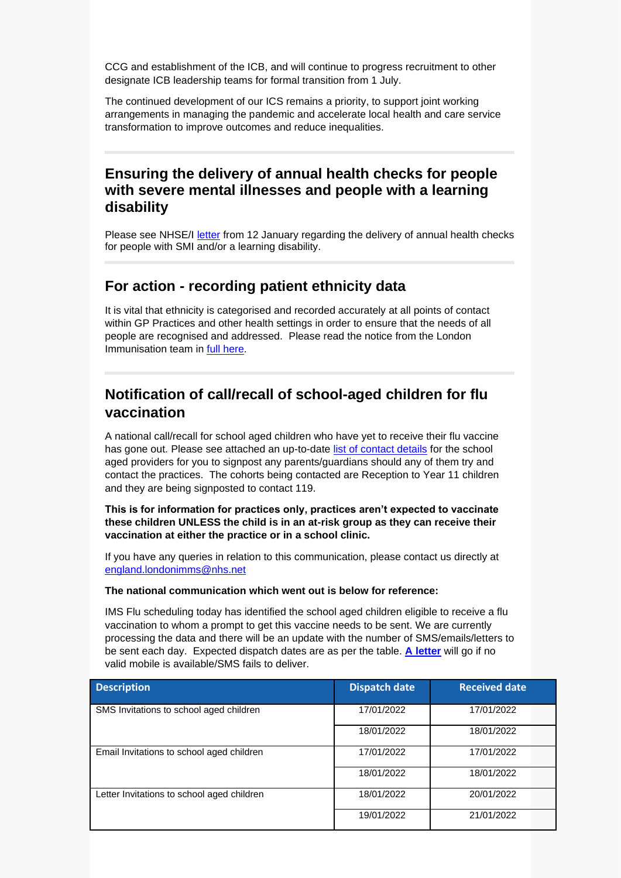CCG and establishment of the ICB, and will continue to progress recruitment to other designate ICB leadership teams for formal transition from 1 July.

The continued development of our ICS remains a priority, to support joint working arrangements in managing the pandemic and accelerate local health and care service transformation to improve outcomes and reduce inequalities.

## Ensuring the delivery of annual health checks for people with severe mental illnesses and people with a learning disability

Please see NHSE/I letter from 12 January regarding the delivery of annual health checks for people with SMI and/or a learning disability.

## For action - recording patient ethnicity data

It is vital that ethnicity is categorised and recorded accurately at all points of contact within GP Practices and other health settings in order to ensure that the needs of all people are recognised and addressed.  Please read the notice from the London Immunisation team in full here.

## Notification of call/recall of school-aged children for flu vaccination

A national call/recall for school aged children who have yet to receive their flu vaccine has gone out. Please see attached an up-to-date list of contact details for the school aged providers for you to signpost any parents/guardians should any of them try and contact the practices.  The cohorts being contacted are Reception to Year 11 children and they are being signposted to contact 119.

**This is for information for practices only, practices aren't expected to vaccinate these children UNLESS the child is in an at-risk group as they can receive their vaccination at either the practice or in a school clinic.**

If you have any queries in relation to this communication, please contact us directly at england.londonimms@nhs.net

**The national communication which went out is below for reference:**

IMS Flu scheduling today has identified the school aged children eligible to receive a flu vaccination to whom a prompt to get this vaccine needs to be sent. We are currently processing the data and there will be an update with the number of SMS/emails/letters to be sent each day.  Expected dispatch dates are as per the table. **A letter** will go if no valid mobile is available/SMS fails to deliver.

| Description | Dispatch date | Received date |
|---|---|---|
| SMS Invitations to school aged children | 17/01/2022 | 17/01/2022 |
| | 18/01/2022 | 18/01/2022 |
| Email Invitations to school aged children | 17/01/2022 | 17/01/2022 |
| | 18/01/2022 | 18/01/2022 |
| Letter Invitations to school aged children | 18/01/2022 | 20/01/2022 |
| | 19/01/2022 | 21/01/2022 |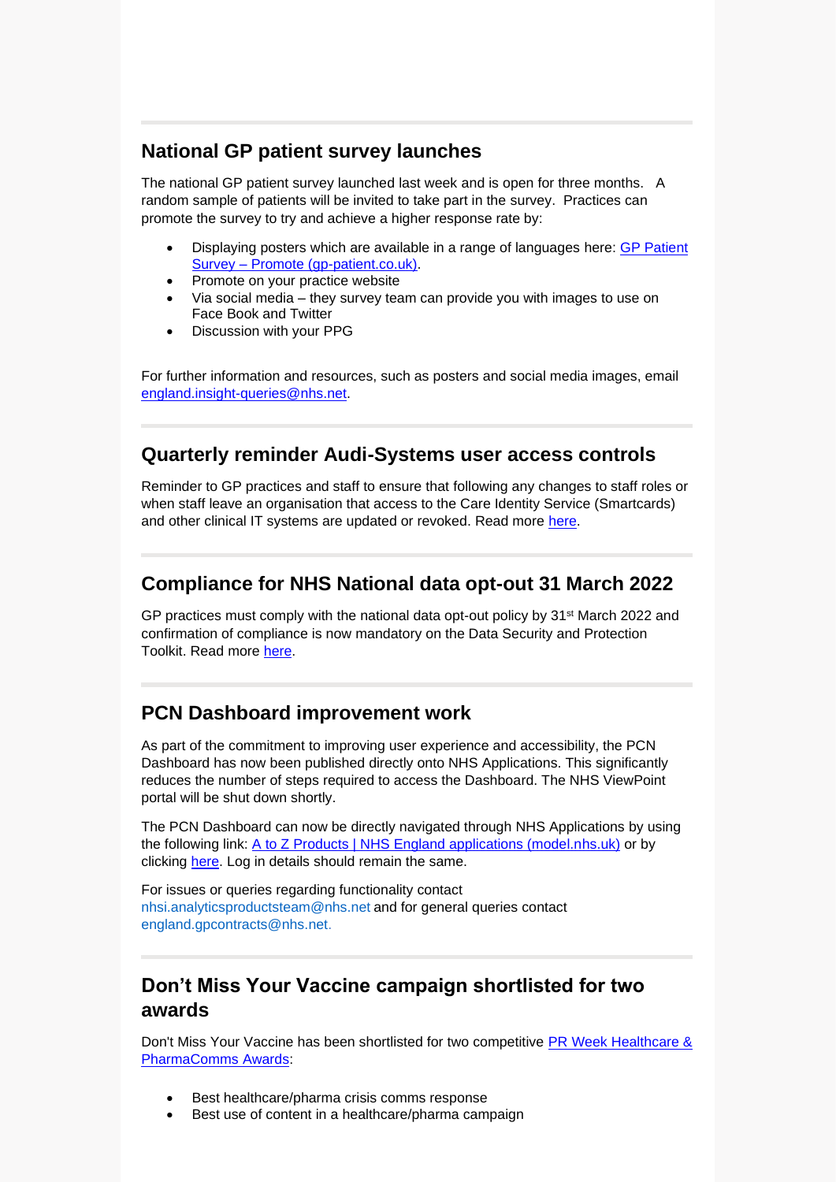## National GP patient survey launches

The national GP patient survey launched last week and is open for three months. A random sample of patients will be invited to take part in the survey. Practices can promote the survey to try and achieve a higher response rate by:

- Displaying posters which are available in a range of languages here: [GP Patient Survey – Promote (gp-patient.co.uk)](#).
- Promote on your practice website
- Via social media – they survey team can provide you with images to use on Face Book and Twitter
- Discussion with your PPG

For further information and resources, such as posters and social media images, email [england.insight-queries@nhs.net](mailto:england.insight-queries@nhs.net).

## Quarterly reminder Audi-Systems user access controls

Reminder to GP practices and staff to ensure that following any changes to staff roles or when staff leave an organisation that access to the Care Identity Service (Smartcards) and other clinical IT systems are updated or revoked. Read more [here](#).

## Compliance for NHS National data opt-out 31 March 2022

GP practices must comply with the national data opt-out policy by 31st March 2022 and confirmation of compliance is now mandatory on the Data Security and Protection Toolkit. Read more [here](#).

## PCN Dashboard improvement work

As part of the commitment to improving user experience and accessibility, the PCN Dashboard has now been published directly onto NHS Applications. This significantly reduces the number of steps required to access the Dashboard. The NHS ViewPoint portal will be shut down shortly.

The PCN Dashboard can now be directly navigated through NHS Applications by using the following link: [A to Z Products | NHS England applications (model.nhs.uk)](#) or by clicking [here](#). Log in details should remain the same.

For issues or queries regarding functionality contact nhsi.analyticsproductsteam@nhs.net and for general queries contact england.gpcontracts@nhs.net.

## Don't Miss Your Vaccine campaign shortlisted for two awards

Don't Miss Your Vaccine has been shortlisted for two competitive [PR Week Healthcare & PharmaComms Awards](#):

- Best healthcare/pharma crisis comms response
- Best use of content in a healthcare/pharma campaign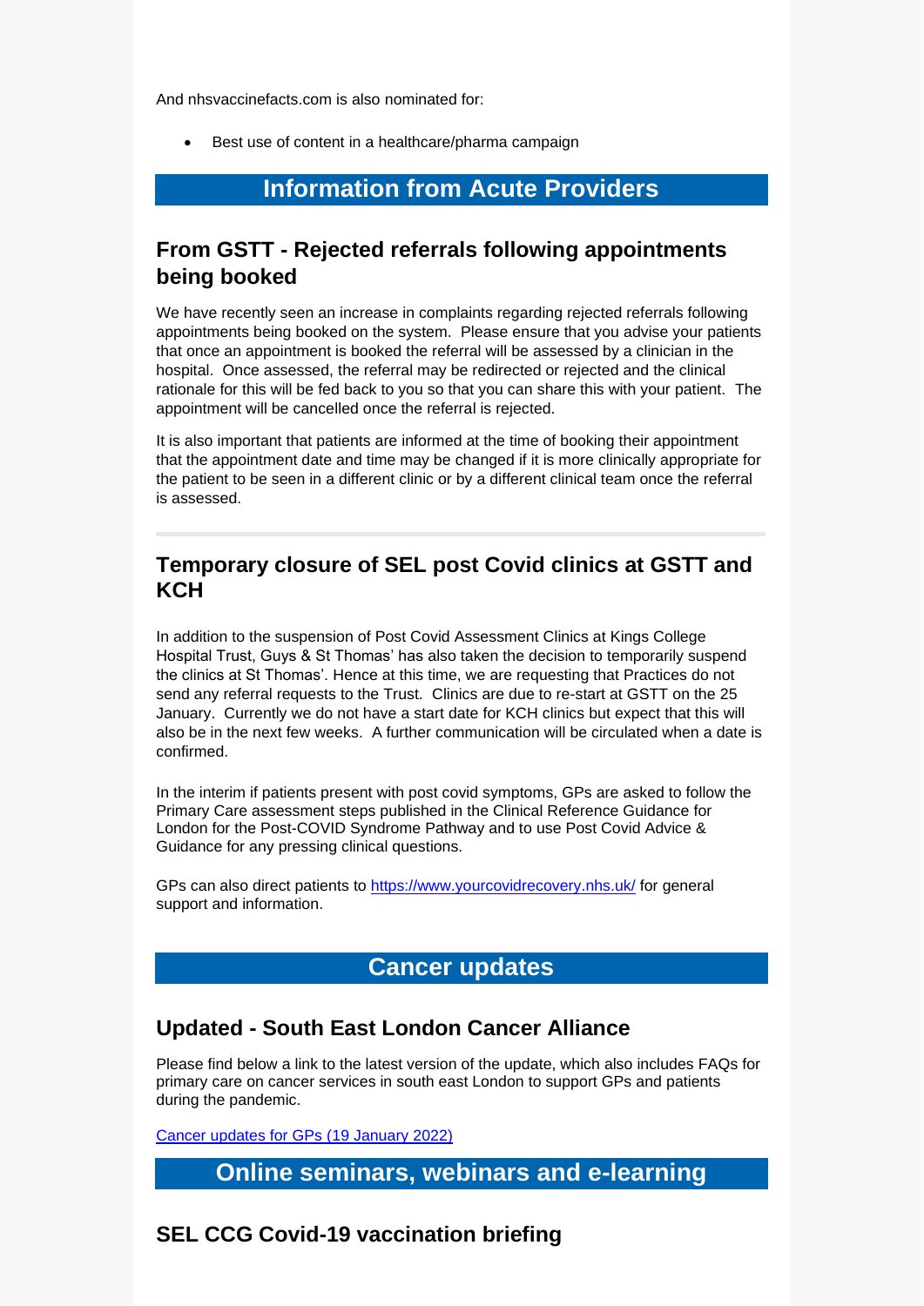And nhsvaccinefacts.com is also nominated for:

- Best use of content in a healthcare/pharma campaign

## Information from Acute Providers

### From GSTT - Rejected referrals following appointments being booked

We have recently seen an increase in complaints regarding rejected referrals following appointments being booked on the system. Please ensure that you advise your patients that once an appointment is booked the referral will be assessed by a clinician in the hospital. Once assessed, the referral may be redirected or rejected and the clinical rationale for this will be fed back to you so that you can share this with your patient. The appointment will be cancelled once the referral is rejected.

It is also important that patients are informed at the time of booking their appointment that the appointment date and time may be changed if it is more clinically appropriate for the patient to be seen in a different clinic or by a different clinical team once the referral is assessed.

---

### Temporary closure of SEL post Covid clinics at GSTT and KCH

In addition to the suspension of Post Covid Assessment Clinics at Kings College Hospital Trust, Guys & St Thomas' has also taken the decision to temporarily suspend the clinics at St Thomas'. Hence at this time, we are requesting that Practices do not send any referral requests to the Trust. Clinics are due to re-start at GSTT on the 25 January. Currently we do not have a start date for KCH clinics but expect that this will also be in the next few weeks. A further communication will be circulated when a date is confirmed.

In the interim if patients present with post covid symptoms, GPs are asked to follow the Primary Care assessment steps published in the Clinical Reference Guidance for London for the Post-COVID Syndrome Pathway and to use Post Covid Advice & Guidance for any pressing clinical questions.

GPs can also direct patients to [https://www.yourcovidrecovery.nhs.uk/](https://www.yourcovidrecovery.nhs.uk/) for general support and information.

## Cancer updates

### Updated - South East London Cancer Alliance

Please find below a link to the latest version of the update, which also includes FAQs for primary care on cancer services in south east London to support GPs and patients during the pandemic.

Cancer updates for GPs (19 January 2022)

## Online seminars, webinars and e-learning

### SEL CCG Covid-19 vaccination briefing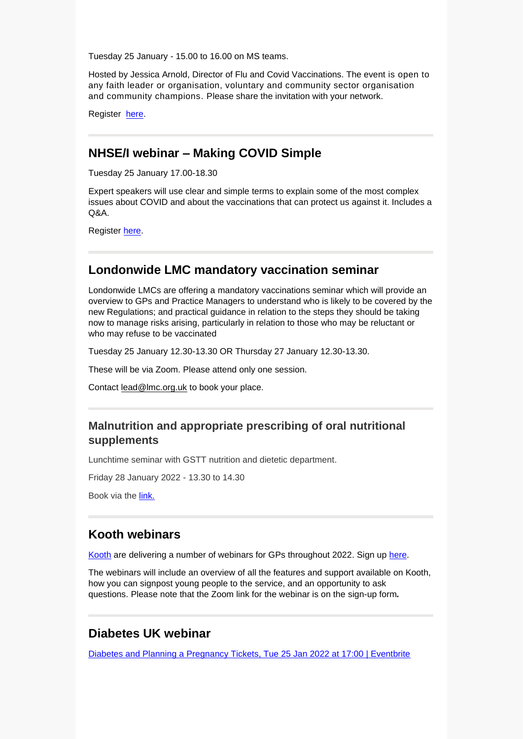Tuesday 25 January - 15.00 to 16.00 on MS teams.

Hosted by Jessica Arnold, Director of Flu and Covid Vaccinations. The event is open to any faith leader or organisation, voluntary and community sector organisation and community champions. Please share the invitation with your network.

Register here.

## NHSE/I webinar – Making COVID Simple

Tuesday 25 January 17.00-18.30

Expert speakers will use clear and simple terms to explain some of the most complex issues about COVID and about the vaccinations that can protect us against it. Includes a Q&A.

Register here.

## Londonwide LMC mandatory vaccination seminar

Londonwide LMCs are offering a mandatory vaccinations seminar which will provide an overview to GPs and Practice Managers to understand who is likely to be covered by the new Regulations; and practical guidance in relation to the steps they should be taking now to manage risks arising, particularly in relation to those who may be reluctant or who may refuse to be vaccinated

Tuesday 25 January 12.30-13.30 OR Thursday 27 January 12.30-13.30.

These will be via Zoom. Please attend only one session.

Contact lead@lmc.org.uk to book your place.

## Malnutrition and appropriate prescribing of oral nutritional supplements

Lunchtime seminar with GSTT nutrition and dietetic department.

Friday 28 January 2022 - 13.30 to 14.30

Book via the link.

## Kooth webinars

Kooth are delivering a number of webinars for GPs throughout 2022. Sign up here.

The webinars will include an overview of all the features and support available on Kooth, how you can signpost young people to the service, and an opportunity to ask questions. Please note that the Zoom link for the webinar is on the sign-up form**.**

## Diabetes UK webinar

Diabetes and Planning a Pregnancy Tickets, Tue 25 Jan 2022 at 17:00 | Eventbrite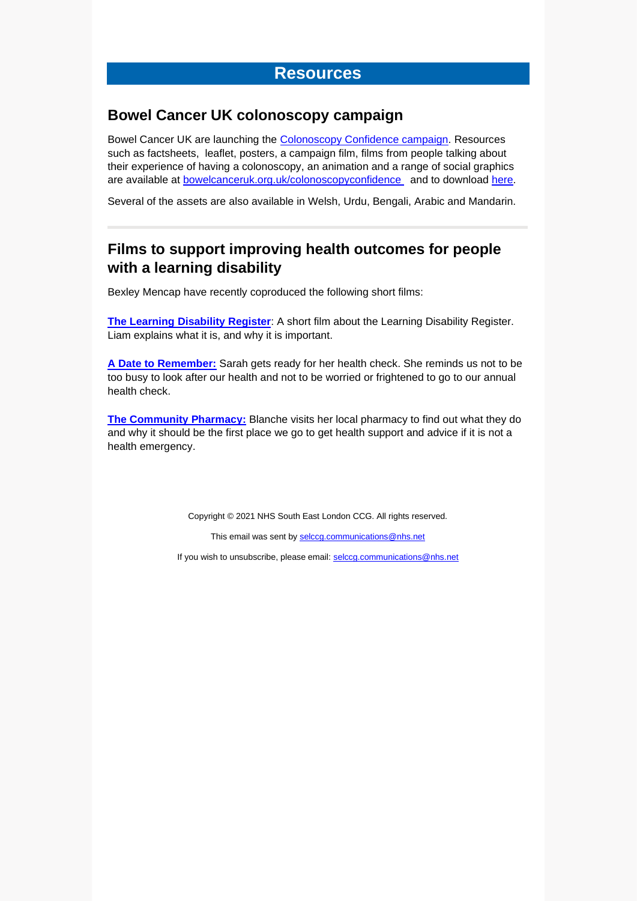# Resources

## Bowel Cancer UK colonoscopy campaign

Bowel Cancer UK are launching the Colonoscopy Confidence campaign. Resources such as factsheets, leaflet, posters, a campaign film, films from people talking about their experience of having a colonoscopy, an animation and a range of social graphics are available at bowelcanceruk.org.uk/colonoscopyconfidence and to download here.

Several of the assets are also available in Welsh, Urdu, Bengali, Arabic and Mandarin.

---

## Films to support improving health outcomes for people with a learning disability

Bexley Mencap have recently coproduced the following short films:

**The Learning Disability Register**: A short film about the Learning Disability Register. Liam explains what it is, and why it is important.

**A Date to Remember:** Sarah gets ready for her health check. She reminds us not to be too busy to look after our health and not to be worried or frightened to go to our annual health check.

**The Community Pharmacy:** Blanche visits her local pharmacy to find out what they do and why it should be the first place we go to get health support and advice if it is not a health emergency.

Copyright © 2021 NHS South East London CCG. All rights reserved.

This email was sent by selccg.communications@nhs.net

If you wish to unsubscribe, please email: selccg.communications@nhs.net